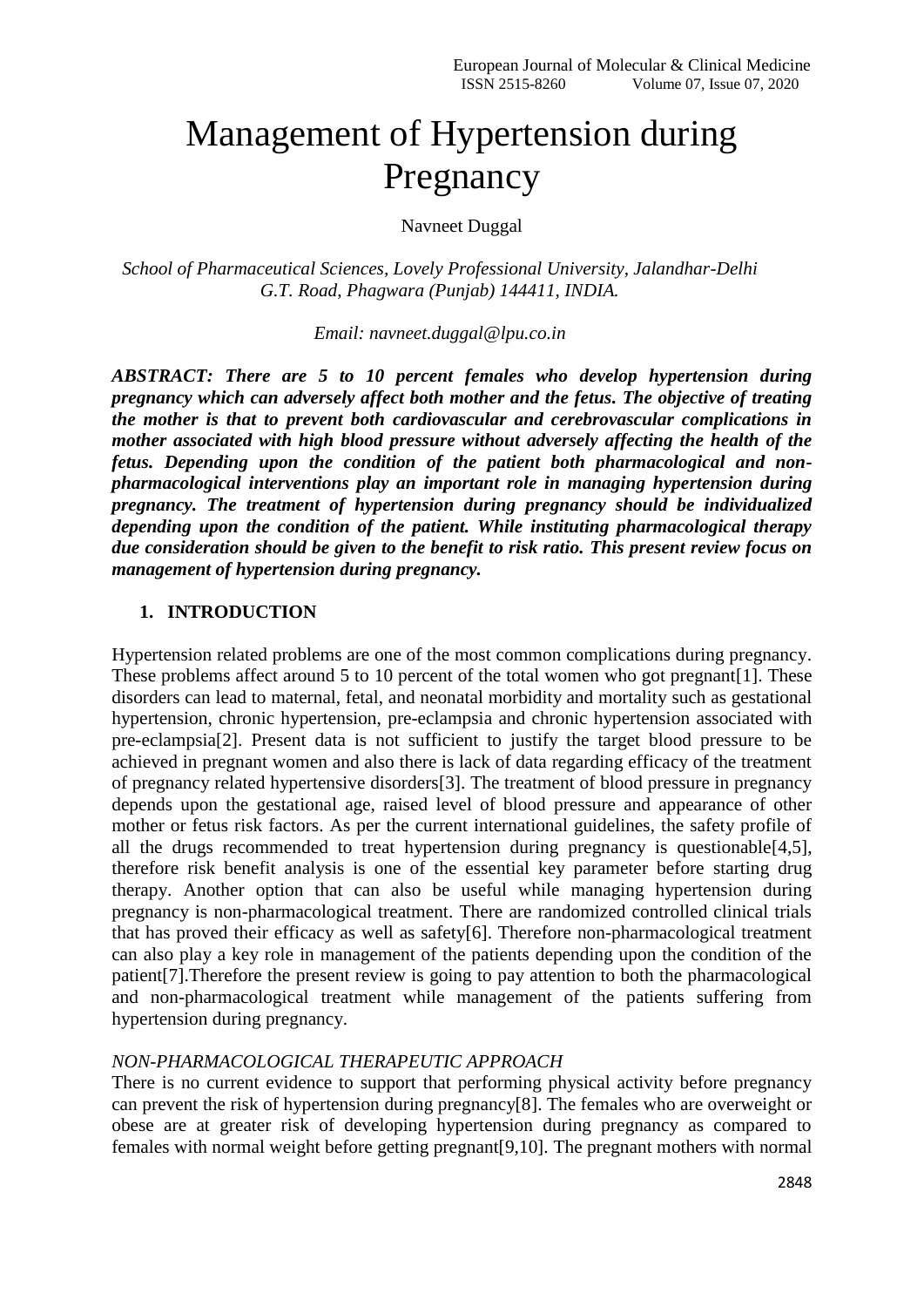# Management of Hypertension during Pregnancy

Navneet Duggal

*School of Pharmaceutical Sciences, Lovely Professional University, Jalandhar-Delhi G.T. Road, Phagwara (Punjab) 144411, INDIA.*

*Email: navneet.duggal@lpu.co.in*

***ABSTRACT: There are 5 to 10 percent females who develop hypertension during pregnancy which can adversely affect both mother and the fetus. The objective of treating the mother is that to prevent both cardiovascular and cerebrovascular complications in mother associated with high blood pressure without adversely affecting the health of the fetus. Depending upon the condition of the patient both pharmacological and non-pharmacological interventions play an important role in managing hypertension during pregnancy. The treatment of hypertension during pregnancy should be individualized depending upon the condition of the patient. While instituting pharmacological therapy due consideration should be given to the benefit to risk ratio. This present review focus on management of hypertension during pregnancy.***

## 1. INTRODUCTION

Hypertension related problems are one of the most common complications during pregnancy. These problems affect around 5 to 10 percent of the total women who got pregnant[1]. These disorders can lead to maternal, fetal, and neonatal morbidity and mortality such as gestational hypertension, chronic hypertension, pre-eclampsia and chronic hypertension associated with pre-eclampsia[2]. Present data is not sufficient to justify the target blood pressure to be achieved in pregnant women and also there is lack of data regarding efficacy of the treatment of pregnancy related hypertensive disorders[3]. The treatment of blood pressure in pregnancy depends upon the gestational age, raised level of blood pressure and appearance of other mother or fetus risk factors. As per the current international guidelines, the safety profile of all the drugs recommended to treat hypertension during pregnancy is questionable[4,5], therefore risk benefit analysis is one of the essential key parameter before starting drug therapy. Another option that can also be useful while managing hypertension during pregnancy is non-pharmacological treatment. There are randomized controlled clinical trials that has proved their efficacy as well as safety[6]. Therefore non-pharmacological treatment can also play a key role in management of the patients depending upon the condition of the patient[7].Therefore the present review is going to pay attention to both the pharmacological and non-pharmacological treatment while management of the patients suffering from hypertension during pregnancy.

### *NON-PHARMACOLOGICAL THERAPEUTIC APPROACH*

There is no current evidence to support that performing physical activity before pregnancy can prevent the risk of hypertension during pregnancy[8]. The females who are overweight or obese are at greater risk of developing hypertension during pregnancy as compared to females with normal weight before getting pregnant[9,10]. The pregnant mothers with normal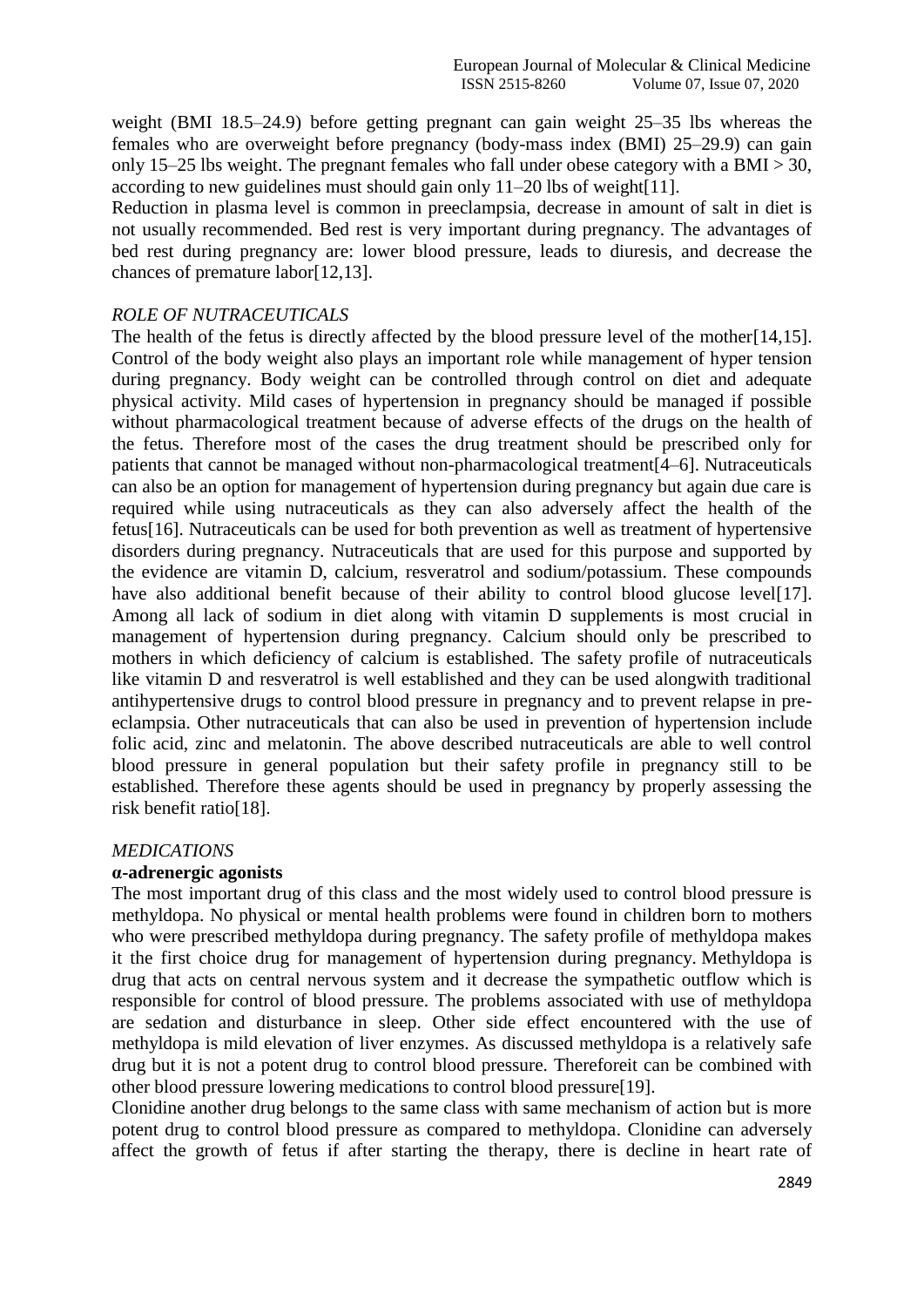weight (BMI 18.5–24.9) before getting pregnant can gain weight 25–35 lbs whereas the females who are overweight before pregnancy (body-mass index (BMI) 25–29.9) can gain only 15–25 lbs weight. The pregnant females who fall under obese category with a BMI > 30, according to new guidelines must should gain only 11–20 lbs of weight[11].

Reduction in plasma level is common in preeclampsia, decrease in amount of salt in diet is not usually recommended. Bed rest is very important during pregnancy. The advantages of bed rest during pregnancy are: lower blood pressure, leads to diuresis, and decrease the chances of premature labor[12,13].

### *ROLE OF NUTRACEUTICALS*

The health of the fetus is directly affected by the blood pressure level of the mother[14,15]. Control of the body weight also plays an important role while management of hyper tension during pregnancy. Body weight can be controlled through control on diet and adequate physical activity. Mild cases of hypertension in pregnancy should be managed if possible without pharmacological treatment because of adverse effects of the drugs on the health of the fetus. Therefore most of the cases the drug treatment should be prescribed only for patients that cannot be managed without non-pharmacological treatment[4–6]. Nutraceuticals can also be an option for management of hypertension during pregnancy but again due care is required while using nutraceuticals as they can also adversely affect the health of the fetus[16]. Nutraceuticals can be used for both prevention as well as treatment of hypertensive disorders during pregnancy. Nutraceuticals that are used for this purpose and supported by the evidence are vitamin D, calcium, resveratrol and sodium/potassium. These compounds have also additional benefit because of their ability to control blood glucose level[17]. Among all lack of sodium in diet along with vitamin D supplements is most crucial in management of hypertension during pregnancy. Calcium should only be prescribed to mothers in which deficiency of calcium is established. The safety profile of nutraceuticals like vitamin D and resveratrol is well established and they can be used alongwith traditional antihypertensive drugs to control blood pressure in pregnancy and to prevent relapse in pre-eclampsia. Other nutraceuticals that can also be used in prevention of hypertension include folic acid, zinc and melatonin. The above described nutraceuticals are able to well control blood pressure in general population but their safety profile in pregnancy still to be established. Therefore these agents should be used in pregnancy by properly assessing the risk benefit ratio[18].

### *MEDICATIONS*

**α-adrenergic agonists**

The most important drug of this class and the most widely used to control blood pressure is methyldopa. No physical or mental health problems were found in children born to mothers who were prescribed methyldopa during pregnancy. The safety profile of methyldopa makes it the first choice drug for management of hypertension during pregnancy. Methyldopa is drug that acts on central nervous system and it decrease the sympathetic outflow which is responsible for control of blood pressure. The problems associated with use of methyldopa are sedation and disturbance in sleep. Other side effect encountered with the use of methyldopa is mild elevation of liver enzymes. As discussed methyldopa is a relatively safe drug but it is not a potent drug to control blood pressure. Thereforeit can be combined with other blood pressure lowering medications to control blood pressure[19].

Clonidine another drug belongs to the same class with same mechanism of action but is more potent drug to control blood pressure as compared to methyldopa. Clonidine can adversely affect the growth of fetus if after starting the therapy, there is decline in heart rate of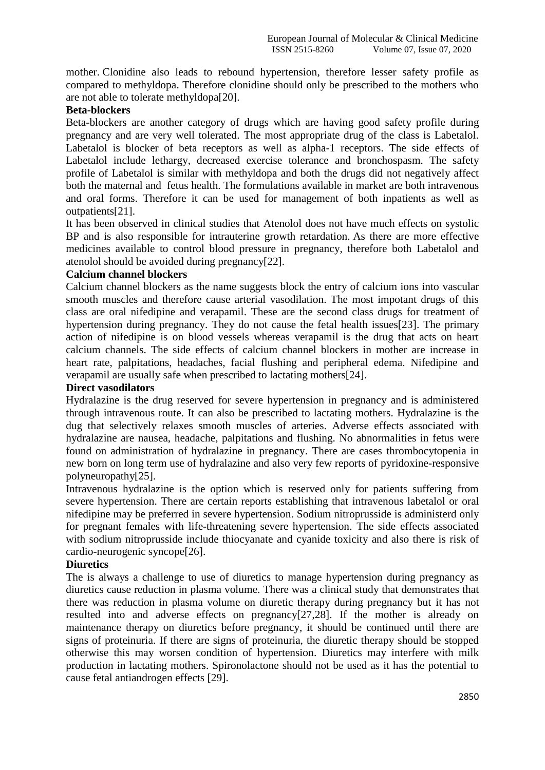mother. Clonidine also leads to rebound hypertension, therefore lesser safety profile as compared to methyldopa. Therefore clonidine should only be prescribed to the mothers who are not able to tolerate methyldopa[20].

**Beta-blockers**

Beta-blockers are another category of drugs which are having good safety profile during pregnancy and are very well tolerated. The most appropriate drug of the class is Labetalol. Labetalol is blocker of beta receptors as well as alpha-1 receptors. The side effects of Labetalol include lethargy, decreased exercise tolerance and bronchospasm. The safety profile of Labetalol is similar with methyldopa and both the drugs did not negatively affect both the maternal and fetus health. The formulations available in market are both intravenous and oral forms. Therefore it can be used for management of both inpatients as well as outpatients[21].

It has been observed in clinical studies that Atenolol does not have much effects on systolic BP and is also responsible for intrauterine growth retardation. As there are more effective medicines available to control blood pressure in pregnancy, therefore both Labetalol and atenolol should be avoided during pregnancy[22].

**Calcium channel blockers**

Calcium channel blockers as the name suggests block the entry of calcium ions into vascular smooth muscles and therefore cause arterial vasodilation. The most impotant drugs of this class are oral nifedipine and verapamil. These are the second class drugs for treatment of hypertension during pregnancy. They do not cause the fetal health issues[23]. The primary action of nifedipine is on blood vessels whereas verapamil is the drug that acts on heart calcium channels. The side effects of calcium channel blockers in mother are increase in heart rate, palpitations, headaches, facial flushing and peripheral edema. Nifedipine and verapamil are usually safe when prescribed to lactating mothers[24].

**Direct vasodilators**

Hydralazine is the drug reserved for severe hypertension in pregnancy and is administered through intravenous route. It can also be prescribed to lactating mothers. Hydralazine is the dug that selectively relaxes smooth muscles of arteries. Adverse effects associated with hydralazine are nausea, headache, palpitations and flushing. No abnormalities in fetus were found on administration of hydralazine in pregnancy. There are cases thrombocytopenia in new born on long term use of hydralazine and also very few reports of pyridoxine-responsive polyneuropathy[25].

Intravenous hydralazine is the option which is reserved only for patients suffering from severe hypertension. There are certain reports establishing that intravenous labetalol or oral nifedipine may be preferred in severe hypertension. Sodium nitroprusside is administerd only for pregnant females with life-threatening severe hypertension. The side effects associated with sodium nitroprusside include thiocyanate and cyanide toxicity and also there is risk of cardio-neurogenic syncope[26].

**Diuretics**

The is always a challenge to use of diuretics to manage hypertension during pregnancy as diuretics cause reduction in plasma volume. There was a clinical study that demonstrates that there was reduction in plasma volume on diuretic therapy during pregnancy but it has not resulted into and adverse effects on pregnancy[27,28]. If the mother is already on maintenance therapy on diuretics before pregnancy, it should be continued until there are signs of proteinuria. If there are signs of proteinuria, the diuretic therapy should be stopped otherwise this may worsen condition of hypertension. Diuretics may interfere with milk production in lactating mothers. Spironolactone should not be used as it has the potential to cause fetal antiandrogen effects [29].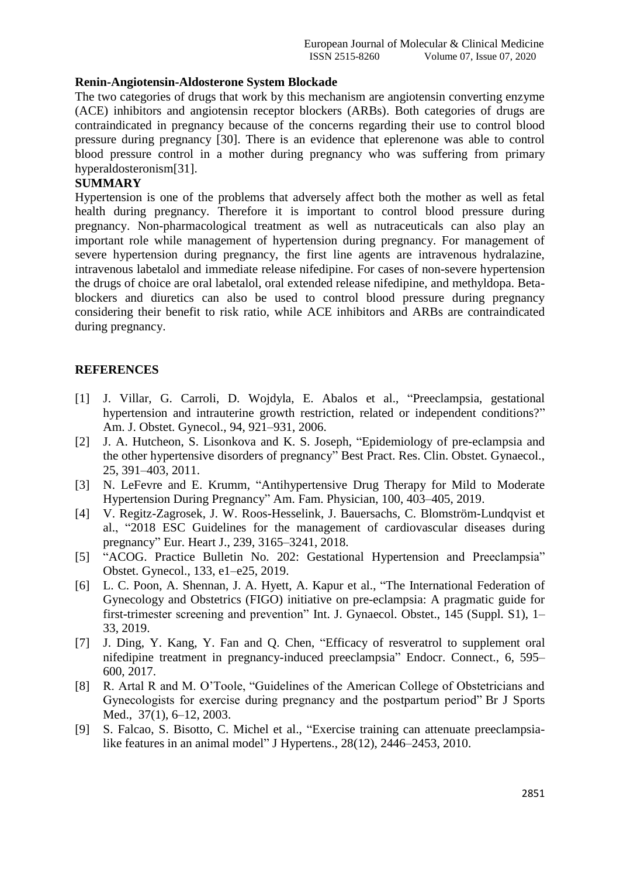## Renin-Angiotensin-Aldosterone System Blockade

The two categories of drugs that work by this mechanism are angiotensin converting enzyme (ACE) inhibitors and angiotensin receptor blockers (ARBs). Both categories of drugs are contraindicated in pregnancy because of the concerns regarding their use to control blood pressure during pregnancy [30]. There is an evidence that eplerenone was able to control blood pressure control in a mother during pregnancy who was suffering from primary hyperaldosteronism[31].

## SUMMARY

Hypertension is one of the problems that adversely affect both the mother as well as fetal health during pregnancy. Therefore it is important to control blood pressure during pregnancy. Non-pharmacological treatment as well as nutraceuticals can also play an important role while management of hypertension during pregnancy. For management of severe hypertension during pregnancy, the first line agents are intravenous hydralazine, intravenous labetalol and immediate release nifedipine. For cases of non-severe hypertension the drugs of choice are oral labetalol, oral extended release nifedipine, and methyldopa. Beta-blockers and diuretics can also be used to control blood pressure during pregnancy considering their benefit to risk ratio, while ACE inhibitors and ARBs are contraindicated during pregnancy.

## REFERENCES

[1] J. Villar, G. Carroli, D. Wojdyla, E. Abalos et al., “Preeclampsia, gestational hypertension and intrauterine growth restriction, related or independent conditions?” Am. J. Obstet. Gynecol., 94, 921–931, 2006.

[2] J. A. Hutcheon, S. Lisonkova and K. S. Joseph, “Epidemiology of pre-eclampsia and the other hypertensive disorders of pregnancy” Best Pract. Res. Clin. Obstet. Gynaecol., 25, 391–403, 2011.

[3] N. LeFevre and E. Krumm, “Antihypertensive Drug Therapy for Mild to Moderate Hypertension During Pregnancy” Am. Fam. Physician, 100, 403–405, 2019.

[4] V. Regitz-Zagrosek, J. W. Roos-Hesselink, J. Bauersachs, C. Blomström-Lundqvist et al., “2018 ESC Guidelines for the management of cardiovascular diseases during pregnancy” Eur. Heart J., 239, 3165–3241, 2018.

[5] “ACOG. Practice Bulletin No. 202: Gestational Hypertension and Preeclampsia” Obstet. Gynecol., 133, e1–e25, 2019.

[6] L. C. Poon, A. Shennan, J. A. Hyett, A. Kapur et al., “The International Federation of Gynecology and Obstetrics (FIGO) initiative on pre-eclampsia: A pragmatic guide for first-trimester screening and prevention” Int. J. Gynaecol. Obstet., 145 (Suppl. S1), 1–33, 2019.

[7] J. Ding, Y. Kang, Y. Fan and Q. Chen, “Efficacy of resveratrol to supplement oral nifedipine treatment in pregnancy-induced preeclampsia” Endocr. Connect., 6, 595–600, 2017.

[8] R. Artal R and M. O’Toole, “Guidelines of the American College of Obstetricians and Gynecologists for exercise during pregnancy and the postpartum period” Br J Sports Med., 37(1), 6–12, 2003.

[9] S. Falcao, S. Bisotto, C. Michel et al., “Exercise training can attenuate preeclampsia-like features in an animal model” J Hypertens., 28(12), 2446–2453, 2010.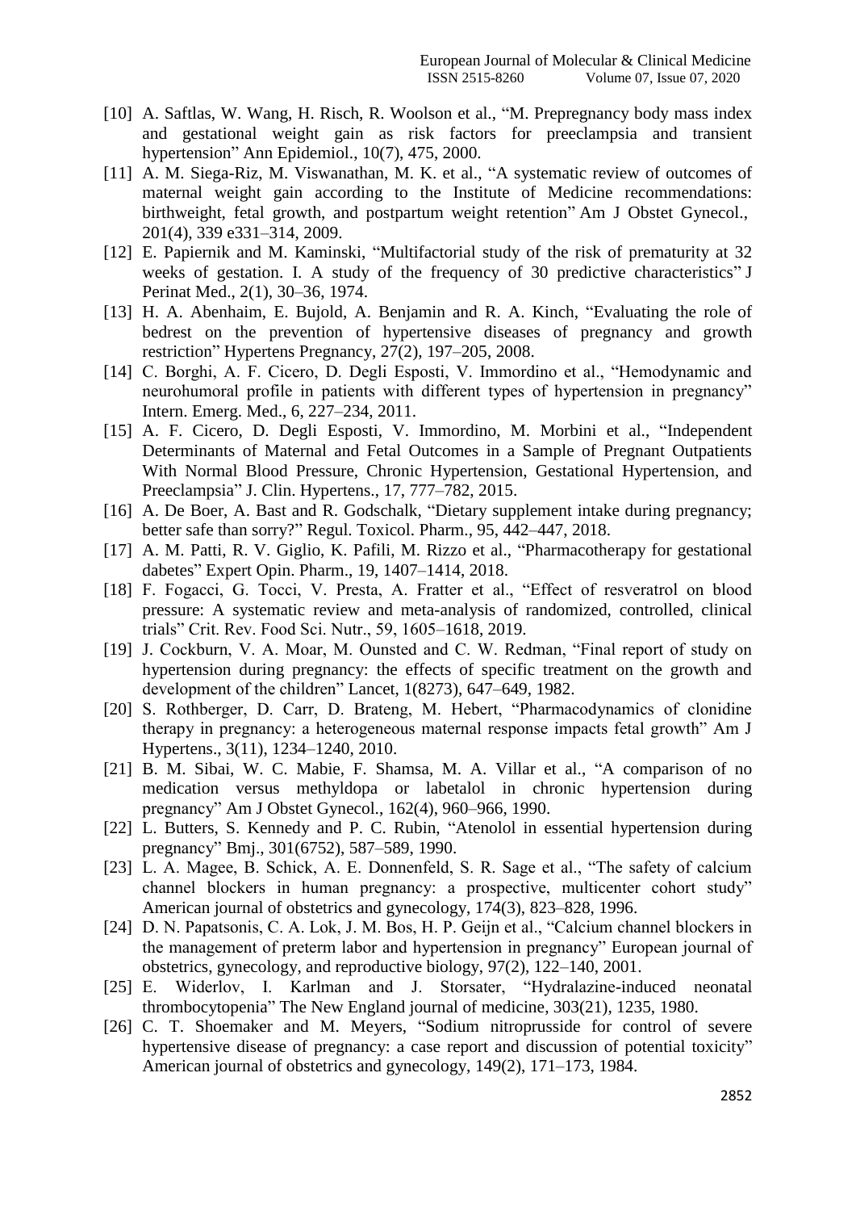[10] A. Saftlas, W. Wang, H. Risch, R. Woolson et al., "M. Prepregnancy body mass index and gestational weight gain as risk factors for preeclampsia and transient hypertension" Ann Epidemiol., 10(7), 475, 2000.

[11] A. M. Siega-Riz, M. Viswanathan, M. K. et al., "A systematic review of outcomes of maternal weight gain according to the Institute of Medicine recommendations: birthweight, fetal growth, and postpartum weight retention" Am J Obstet Gynecol., 201(4), 339 e331–314, 2009.

[12] E. Papiernik and M. Kaminski, "Multifactorial study of the risk of prematurity at 32 weeks of gestation. I. A study of the frequency of 30 predictive characteristics" J Perinat Med., 2(1), 30–36, 1974.

[13] H. A. Abenhaim, E. Bujold, A. Benjamin and R. A. Kinch, "Evaluating the role of bedrest on the prevention of hypertensive diseases of pregnancy and growth restriction" Hypertens Pregnancy, 27(2), 197–205, 2008.

[14] C. Borghi, A. F. Cicero, D. Degli Esposti, V. Immordino et al., "Hemodynamic and neurohumoral profile in patients with different types of hypertension in pregnancy" Intern. Emerg. Med., 6, 227–234, 2011.

[15] A. F. Cicero, D. Degli Esposti, V. Immordino, M. Morbini et al., "Independent Determinants of Maternal and Fetal Outcomes in a Sample of Pregnant Outpatients With Normal Blood Pressure, Chronic Hypertension, Gestational Hypertension, and Preeclampsia" J. Clin. Hypertens., 17, 777–782, 2015.

[16] A. De Boer, A. Bast and R. Godschalk, "Dietary supplement intake during pregnancy; better safe than sorry?" Regul. Toxicol. Pharm., 95, 442–447, 2018.

[17] A. M. Patti, R. V. Giglio, K. Pafili, M. Rizzo et al., "Pharmacotherapy for gestational dabetes" Expert Opin. Pharm., 19, 1407–1414, 2018.

[18] F. Fogacci, G. Tocci, V. Presta, A. Fratter et al., "Effect of resveratrol on blood pressure: A systematic review and meta-analysis of randomized, controlled, clinical trials" Crit. Rev. Food Sci. Nutr., 59, 1605–1618, 2019.

[19] J. Cockburn, V. A. Moar, M. Ounsted and C. W. Redman, "Final report of study on hypertension during pregnancy: the effects of specific treatment on the growth and development of the children" Lancet, 1(8273), 647–649, 1982.

[20] S. Rothberger, D. Carr, D. Brateng, M. Hebert, "Pharmacodynamics of clonidine therapy in pregnancy: a heterogeneous maternal response impacts fetal growth" Am J Hypertens., 3(11), 1234–1240, 2010.

[21] B. M. Sibai, W. C. Mabie, F. Shamsa, M. A. Villar et al., "A comparison of no medication versus methyldopa or labetalol in chronic hypertension during pregnancy" Am J Obstet Gynecol., 162(4), 960–966, 1990.

[22] L. Butters, S. Kennedy and P. C. Rubin, "Atenolol in essential hypertension during pregnancy" Bmj., 301(6752), 587–589, 1990.

[23] L. A. Magee, B. Schick, A. E. Donnenfeld, S. R. Sage et al., "The safety of calcium channel blockers in human pregnancy: a prospective, multicenter cohort study" American journal of obstetrics and gynecology, 174(3), 823–828, 1996.

[24] D. N. Papatsonis, C. A. Lok, J. M. Bos, H. P. Geijn et al., "Calcium channel blockers in the management of preterm labor and hypertension in pregnancy" European journal of obstetrics, gynecology, and reproductive biology, 97(2), 122–140, 2001.

[25] E. Widerlov, I. Karlman and J. Storsater, "Hydralazine-induced neonatal thrombocytopenia" The New England journal of medicine, 303(21), 1235, 1980.

[26] C. T. Shoemaker and M. Meyers, "Sodium nitroprusside for control of severe hypertensive disease of pregnancy: a case report and discussion of potential toxicity" American journal of obstetrics and gynecology, 149(2), 171–173, 1984.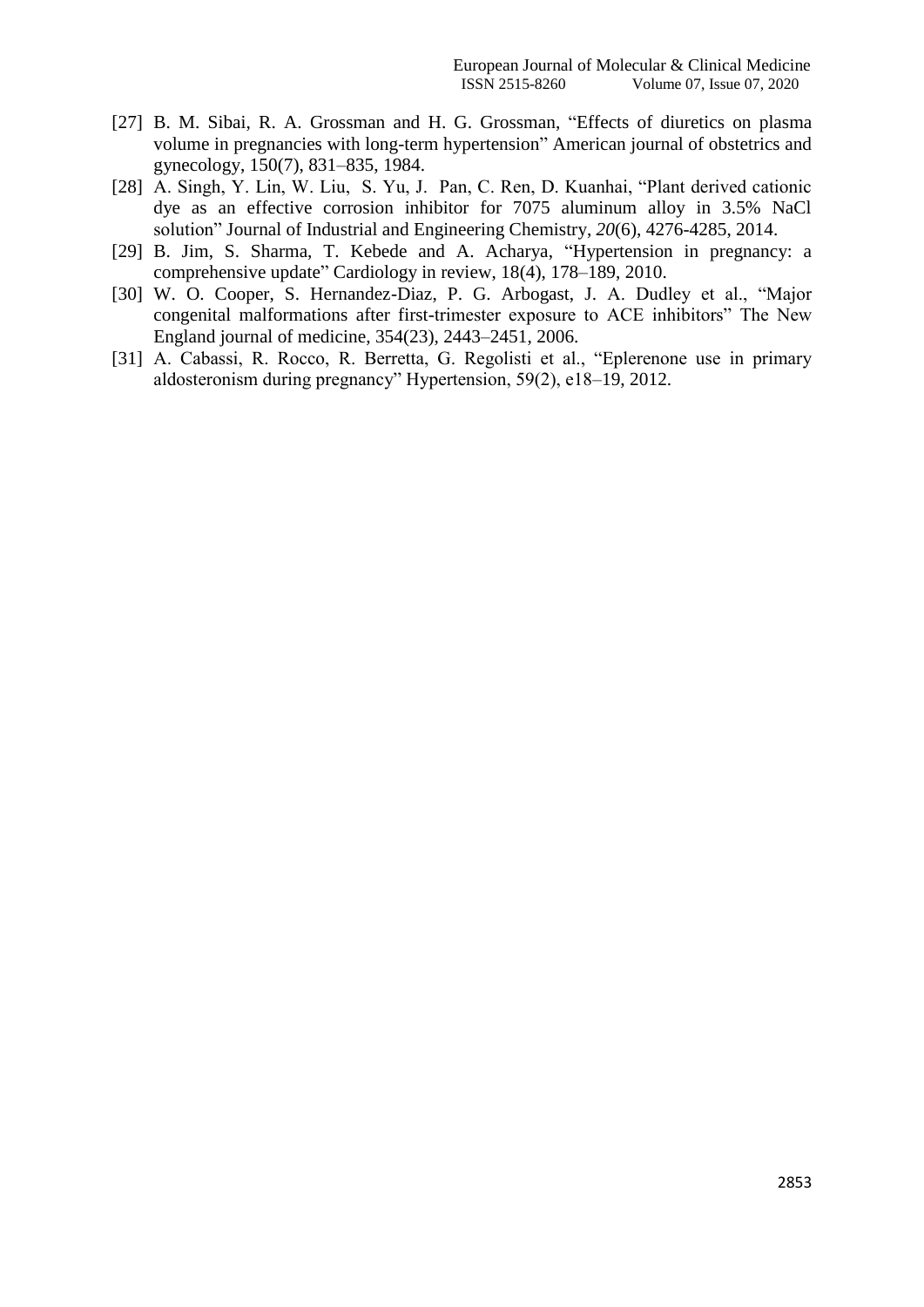[27] B. M. Sibai, R. A. Grossman and H. G. Grossman, "Effects of diuretics on plasma volume in pregnancies with long-term hypertension" American journal of obstetrics and gynecology, 150(7), 831–835, 1984.

[28] A. Singh, Y. Lin, W. Liu, S. Yu, J. Pan, C. Ren, D. Kuanhai, "Plant derived cationic dye as an effective corrosion inhibitor for 7075 aluminum alloy in 3.5% NaCl solution" Journal of Industrial and Engineering Chemistry, *20*(6), 4276-4285, 2014.

[29] B. Jim, S. Sharma, T. Kebede and A. Acharya, "Hypertension in pregnancy: a comprehensive update" Cardiology in review, 18(4), 178–189, 2010.

[30] W. O. Cooper, S. Hernandez-Diaz, P. G. Arbogast, J. A. Dudley et al., "Major congenital malformations after first-trimester exposure to ACE inhibitors" The New England journal of medicine, 354(23), 2443–2451, 2006.

[31] A. Cabassi, R. Rocco, R. Berretta, G. Regolisti et al., "Eplerenone use in primary aldosteronism during pregnancy" Hypertension, 59(2), e18–19, 2012.